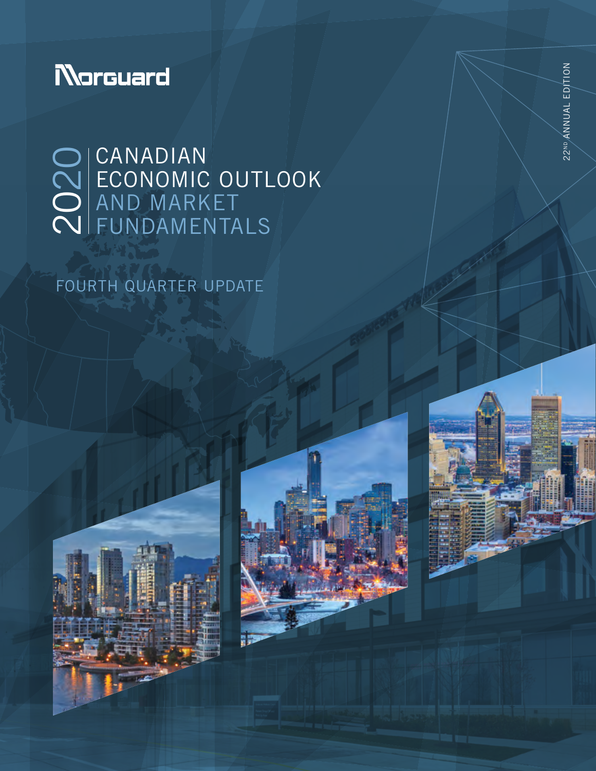Morguard

# 2020 CANADIAN ECONOMIC OUTLOOK AND MARKET FUNDAMENTALS

## FOURTH QUARTER UPDATE

22ND ANNUAL EDITION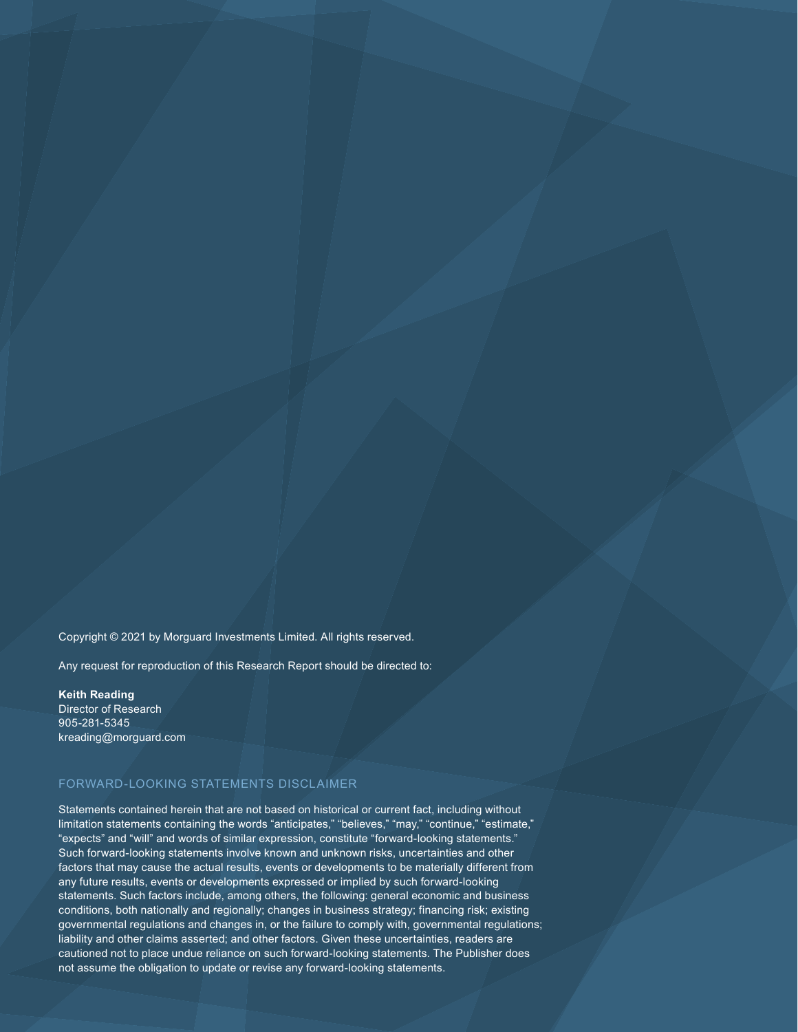Copyright © 2021 by Morguard Investments Limited. All rights reserved.

Any request for reproduction of this Research Report should be directed to:

**Keith Reading**
Director of Research
905-281-5345
kreading@morguard.com

## FORWARD-LOOKING STATEMENTS DISCLAIMER

Statements contained herein that are not based on historical or current fact, including without limitation statements containing the words “anticipates,” “believes,” “may,” “continue,” “estimate,” “expects” and “will” and words of similar expression, constitute “forward-looking statements.” Such forward-looking statements involve known and unknown risks, uncertainties and other factors that may cause the actual results, events or developments to be materially different from any future results, events or developments expressed or implied by such forward-looking statements. Such factors include, among others, the following: general economic and business conditions, both nationally and regionally; changes in business strategy; financing risk; existing governmental regulations and changes in, or the failure to comply with, governmental regulations; liability and other claims asserted; and other factors. Given these uncertainties, readers are cautioned not to place undue reliance on such forward-looking statements. The Publisher does not assume the obligation to update or revise any forward-looking statements.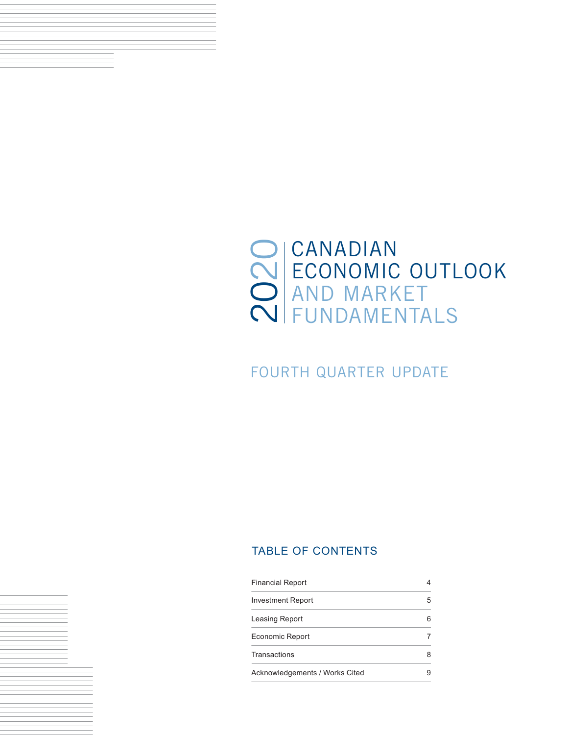# 2020 CANADIAN ECONOMIC OUTLOOK AND MARKET FUNDAMENTALS

## FOURTH QUARTER UPDATE

## TABLE OF CONTENTS

| | |
|---|---|
| Financial Report | 4 |
| Investment Report | 5 |
| Leasing Report | 6 |
| Economic Report | 7 |
| Transactions | 8 |
| Acknowledgements / Works Cited | 9 |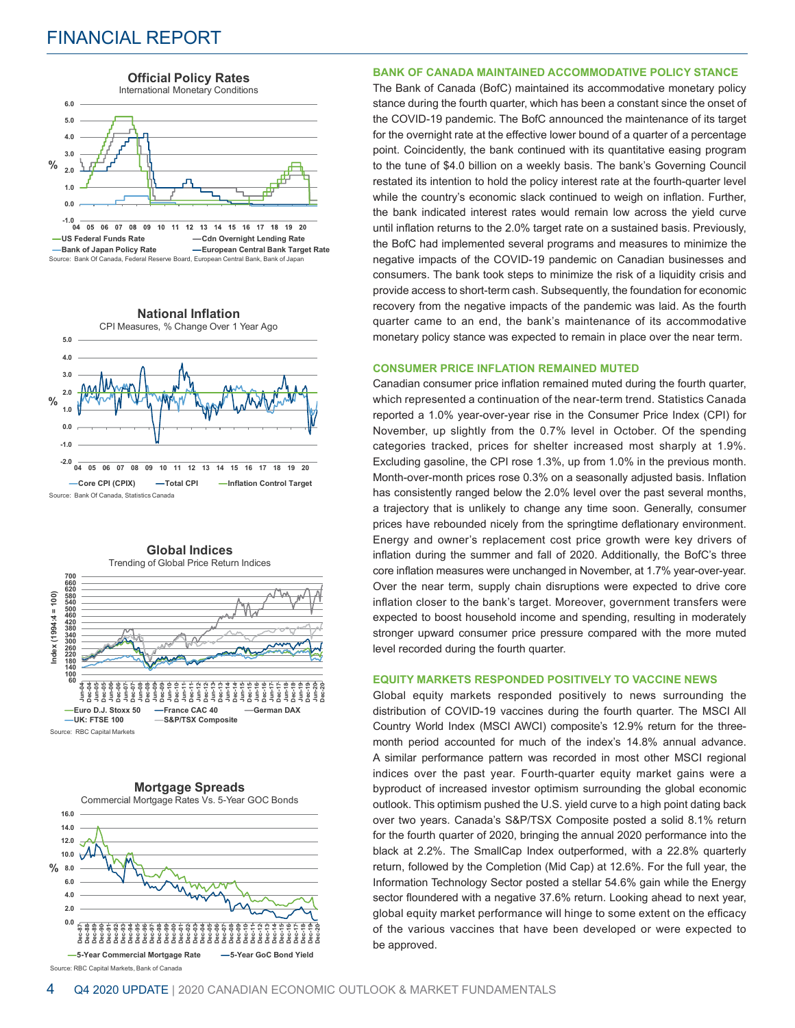# FINANCIAL REPORT

**Official Policy Rates**

International Monetary Conditions

6.0
5.0
4.0
3.0
% 2.0
1.0
0.0
-1.0

04 05 06 07 08 09 10 11 12 13 14 15 16 17 18 19 20

US Federal Funds Rate
Cdn Overnight Lending Rate
Bank of Japan Policy Rate
European Central Bank Target Rate

Source: Bank Of Canada, Federal Reserve Board, European Central Bank, Bank of Japan

**National Inflation**

CPI Measures, % Change Over 1 Year Ago

5.0
4.0
3.0
2.0
% 1.0
0.0
-1.0
-2.0

04 05 06 07 08 09 10 11 12 13 14 15 16 17 18 19 20

Core CPI (CPIX)
Total CPI
Inflation Control Target

Source: Bank Of Canada, Statistics Canada

**Global Indices**

Trending of Global Price Return Indices

Index (1994:4 = 100)

700
660
620
580
540
500
460
420
380
340
300
260
220
180
140
100
60

Jun-04 Dec-04 Jun-05 Dec-05 Jun-06 Dec-06 Jun-07 Dec-07 Jun-08 Dec-08 Jun-09 Dec-09 Jun-10 Dec-10 Jun-11 Dec-11 Jun-12 Dec-12 Jun-13 Dec-13 Jun-14 Dec-14 Jun-15 Dec-15 Jun-16 Dec-16 Jun-17 Dec-17 Jun-18 Dec-18 Jun-19 Dec-19 Jun-20 Dec-20

Euro D.J. Stoxx 50
France CAC 40
German DAX
UK: FTSE 100
S&P/TSX Composite

Source: RBC Capital Markets

**Mortgage Spreads**

Commercial Mortgage Rates Vs. 5-Year GOC Bonds

16.0
14.0
12.0
10.0
% 8.0
6.0
4.0
2.0
0.0

Dec-87 Dec-88 Dec-89 Dec-90 Dec-91 Dec-92 Dec-93 Dec-94 Dec-95 Dec-96 Dec-97 Dec-98 Dec-99 Dec-00 Dec-01 Dec-02 Dec-03 Dec-04 Dec-05 Dec-06 Dec-07 Dec-08 Dec-09 Dec-10 Dec-11 Dec-12 Dec-13 Dec-14 Dec-15 Dec-16 Dec-17 Dec-18 Dec-19 Dec-20

5-Year Commercial Mortgage Rate
5-Year GoC Bond Yield

Source: RBC Capital Markets, Bank of Canada

## BANK OF CANADA MAINTAINED ACCOMMODATIVE POLICY STANCE

The Bank of Canada (BofC) maintained its accommodative monetary policy stance during the fourth quarter, which has been a constant since the onset of the COVID-19 pandemic. The BofC announced the maintenance of its target for the overnight rate at the effective lower bound of a quarter of a percentage point. Coincidently, the bank continued with its quantitative easing program to the tune of $4.0 billion on a weekly basis. The bank's Governing Council restated its intention to hold the policy interest rate at the fourth-quarter level while the country's economic slack continued to weigh on inflation. Further, the bank indicated interest rates would remain low across the yield curve until inflation returns to the 2.0% target rate on a sustained basis. Previously, the BofC had implemented several programs and measures to minimize the negative impacts of the COVID-19 pandemic on Canadian businesses and consumers. The bank took steps to minimize the risk of a liquidity crisis and provide access to short-term cash. Subsequently, the foundation for economic recovery from the negative impacts of the pandemic was laid. As the fourth quarter came to an end, the bank's maintenance of its accommodative monetary policy stance was expected to remain in place over the near term.

## CONSUMER PRICE INFLATION REMAINED MUTED

Canadian consumer price inflation remained muted during the fourth quarter, which represented a continuation of the near-term trend. Statistics Canada reported a 1.0% year-over-year rise in the Consumer Price Index (CPI) for November, up slightly from the 0.7% level in October. Of the spending categories tracked, prices for shelter increased most sharply at 1.9%. Excluding gasoline, the CPI rose 1.3%, up from 1.0% in the previous month. Month-over-month prices rose 0.3% on a seasonally adjusted basis. Inflation has consistently ranged below the 2.0% level over the past several months, a trajectory that is unlikely to change any time soon. Generally, consumer prices have rebounded nicely from the springtime deflationary environment. Energy and owner's replacement cost price growth were key drivers of inflation during the summer and fall of 2020. Additionally, the BofC's three core inflation measures were unchanged in November, at 1.7% year-over-year. Over the near term, supply chain disruptions were expected to drive core inflation closer to the bank's target. Moreover, government transfers were expected to boost household income and spending, resulting in moderately stronger upward consumer price pressure compared with the more muted level recorded during the fourth quarter.

## EQUITY MARKETS RESPONDED POSITIVELY TO VACCINE NEWS

Global equity markets responded positively to news surrounding the distribution of COVID-19 vaccines during the fourth quarter. The MSCI All Country World Index (MSCI AWCI) composite's 12.9% return for the three-month period accounted for much of the index's 14.8% annual advance. A similar performance pattern was recorded in most other MSCI regional indices over the past year. Fourth-quarter equity market gains were a byproduct of increased investor optimism surrounding the global economic outlook. This optimism pushed the U.S. yield curve to a high point dating back over two years. Canada's S&P/TSX Composite posted a solid 8.1% return for the fourth quarter of 2020, bringing the annual 2020 performance into the black at 2.2%. The SmallCap Index outperformed, with a 22.8% quarterly return, followed by the Completion (Mid Cap) at 12.6%. For the full year, the Information Technology Sector posted a stellar 54.6% gain while the Energy sector floundered with a negative 37.6% return. Looking ahead to next year, global equity market performance will hinge to some extent on the efficacy of the various vaccines that have been developed or were expected to be approved.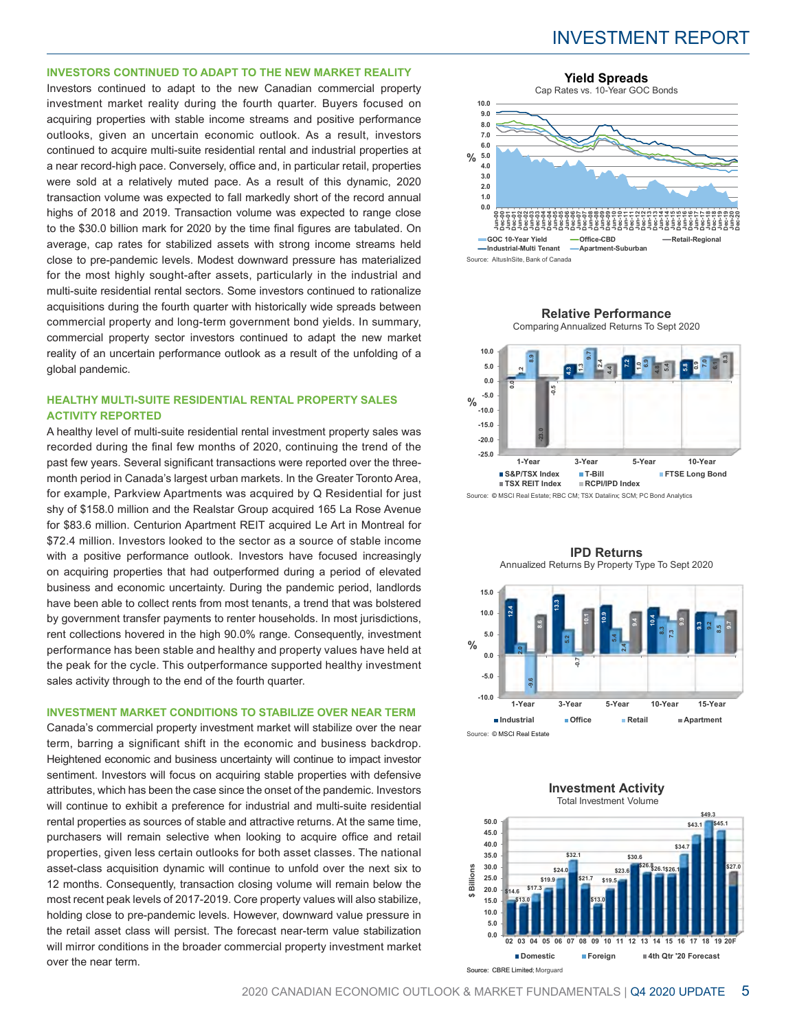## INVESTORS CONTINUED TO ADAPT TO THE NEW MARKET REALITY

Investors continued to adapt to the new Canadian commercial property investment market reality during the fourth quarter. Buyers focused on acquiring properties with stable income streams and positive performance outlooks, given an uncertain economic outlook. As a result, investors continued to acquire multi-suite residential rental and industrial properties at a near record-high pace. Conversely, office and, in particular retail, properties were sold at a relatively muted pace. As a result of this dynamic, 2020 transaction volume was expected to fall markedly short of the record annual highs of 2018 and 2019. Transaction volume was expected to range close to the $30.0 billion mark for 2020 by the time final figures are tabulated. On average, cap rates for stabilized assets with strong income streams held close to pre-pandemic levels. Modest downward pressure has materialized for the most highly sought-after assets, particularly in the industrial and multi-suite residential rental sectors. Some investors continued to rationalize acquisitions during the fourth quarter with historically wide spreads between commercial property and long-term government bond yields. In summary, commercial property sector investors continued to adapt the new market reality of an uncertain performance outlook as a result of the unfolding of a global pandemic.

## HEALTHY MULTI-SUITE RESIDENTIAL RENTAL PROPERTY SALES ACTIVITY REPORTED

A healthy level of multi-suite residential rental investment property sales was recorded during the final few months of 2020, continuing the trend of the past few years. Several significant transactions were reported over the three-month period in Canada's largest urban markets. In the Greater Toronto Area, for example, Parkview Apartments was acquired by Q Residential for just shy of $158.0 million and the Realstar Group acquired 165 La Rose Avenue for $83.6 million. Centurion Apartment REIT acquired Le Art in Montreal for $72.4 million. Investors looked to the sector as a source of stable income with a positive performance outlook. Investors have focused increasingly on acquiring properties that had outperformed during a period of elevated business and economic uncertainty. During the pandemic period, landlords have been able to collect rents from most tenants, a trend that was bolstered by government transfer payments to renter households. In most jurisdictions, rent collections hovered in the high 90.0% range. Consequently, investment performance has been stable and healthy and property values have held at the peak for the cycle. This outperformance supported healthy investment sales activity through to the end of the fourth quarter.

## INVESTMENT MARKET CONDITIONS TO STABILIZE OVER NEAR TERM

Canada's commercial property investment market will stabilize over the near term, barring a significant shift in the economic and business backdrop. Heightened economic and business uncertainty will continue to impact investor sentiment. Investors will focus on acquiring stable properties with defensive attributes, which has been the case since the onset of the pandemic. Investors will continue to exhibit a preference for industrial and multi-suite residential rental properties as sources of stable and attractive returns. At the same time, purchasers will remain selective when looking to acquire office and retail properties, given less certain outlooks for both asset classes. The national asset-class acquisition dynamic will continue to unfold over the next six to 12 months. Consequently, transaction closing volume will remain below the most recent peak levels of 2017-2019. Core property values will also stabilize, holding close to pre-pandemic levels. However, downward value pressure in the retail asset class will persist. The forecast near-term value stabilization will mirror conditions in the broader commercial property investment market over the near term.

**Yield Spreads**
Cap Rates vs. 10-Year GOC Bonds

GOC 10-Year Yield — Office-CBD — Retail-Regional — Industrial-Multi Tenant — Apartment-Suburban

Source: AltusInSite, Bank of Canada

**Relative Performance**
Comparing Annualized Returns To Sept 2020

1-Year: 0.0, 2, 8.9, -0.5, -23.0
3-Year: 4.3, 1.3, 9.7, 2.4, 4.4
5-Year: 7.2, 1.0, 6.9, 4.0, 5.4
10-Year: 5.8, 0.9, 7.0, 6.1, 8.3

S&P/TSX Index, T-Bill, FTSE Long Bond, TSX REIT Index, RCPI/IPD Index

Source: © MSCI Real Estate; RBC CM; TSX Datalinx; SCM; PC Bond Analytics

**IPD Returns**
Annualized Returns By Property Type To Sept 2020

1-Year: 12.4, 2.0, -9.6, 8.6
3-Year: 13.3, 5.2, -0.7, 10.1
5-Year: 10.9, 5.4, 2.4, 9.4
10-Year: 10.4, 8.3, 7.3, 9.9
15-Year: 9.3, 9.2, 8.5, 9.7

Industrial, Office, Retail, Apartment

Source: © MSCI Real Estate

**Investment Activity**
Total Investment Volume

$ Billions

02 03 04 05 06 07 08 09 10 11 12 13 14 15 16 17 18 19 20F

$14.6, $13.0, $17.3, $19.9, $24.0, $32.1, $21.7, $13.0, $19.5, $23.6, $30.6, $26.8, $26.1, $26.1, $34.7, $43.1, $49.3, $45.1, $27.0

Domestic, Foreign, 4th Qtr '20 Forecast

Source: CBRE Limited; Morguard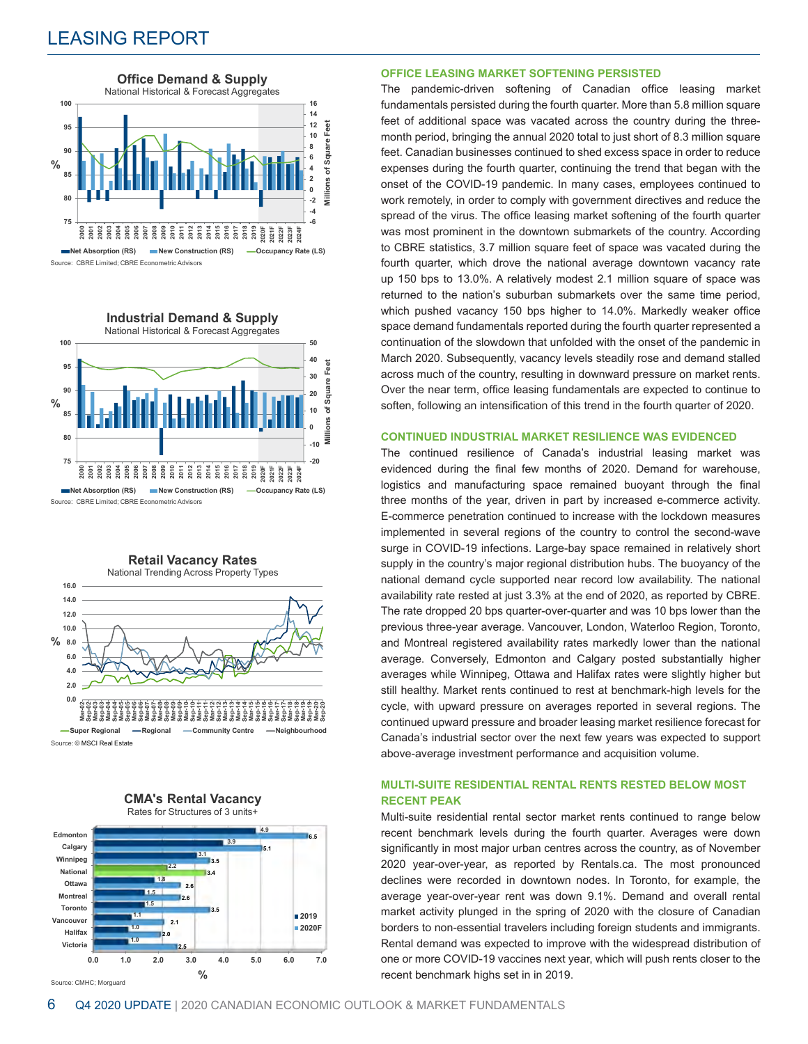# LEASING REPORT

**Office Demand & Supply**
National Historical & Forecast Aggregates

%
100
95
90
85
80
75

Millions of Square Feet
16
14
12
10
8
6
4
2
0
-2
-4
-6

2000 2001 2002 2003 2004 2005 2006 2007 2008 2009 2010 2011 2012 2013 2014 2015 2016 2017 2018 2019 2020F 2021F 2022F 2023F 2024F

Net Absorption (RS) New Construction (RS) Occupancy Rate (LS)

Source: CBRE Limited; CBRE Econometric Advisors

**Industrial Demand & Supply**
National Historical & Forecast Aggregates

%
100
95
90
85
80
75

Millions of Square Feet
50
40
30
20
10
0
-10
-20

2000 2001 2002 2003 2004 2005 2006 2007 2008 2009 2010 2011 2012 2013 2014 2015 2016 2017 2018 2019 2020F 2021F 2022F 2023F 2024F

Net Absorption (RS) New Construction (RS) Occupancy Rate (LS)

Source: CBRE Limited; CBRE Econometric Advisors

**Retail Vacancy Rates**
National Trending Across Property Types

%
16.0
14.0
12.0
10.0
8.0
6.0
4.0
2.0
0.0

Mar-02 Sep-02 Mar-03 Sep-03 Mar-04 Sep-04 Mar-05 Sep-05 Mar-06 Sep-06 Mar-07 Sep-07 Mar-08 Sep-08 Mar-09 Sep-09 Mar-10 Sep-10 Mar-11 Sep-11 Mar-12 Sep-12 Mar-13 Sep-13 Mar-14 Sep-14 Mar-15 Sep-15 Mar-16 Sep-16 Mar-17 Sep-17 Mar-18 Sep-18 Mar-19 Sep-19 Mar-20 Sep-20

Super Regional Regional Community Centre Neighbourhood

Source: © MSCI Real Estate

**CMA's Rental Vacancy**
Rates for Structures of 3 units+

Edmonton 4.9 6.5
Calgary 3.9 5.1
Winnipeg 3.1 3.5
National 2.2 3.4
Ottawa 1.8 2.6
Montreal 1.5 2.6
Toronto 1.5 3.5
Vancouver 1.1 2.1
Halifax 1.0 2.0
Victoria 1.0 2.5

0.0 1.0 2.0 3.0 4.0 5.0 6.0 7.0
%

2019 2020F

Source: CMHC; Morguard

### OFFICE LEASING MARKET SOFTENING PERSISTED

The pandemic-driven softening of Canadian office leasing market fundamentals persisted during the fourth quarter. More than 5.8 million square feet of additional space was vacated across the country during the three-month period, bringing the annual 2020 total to just short of 8.3 million square feet. Canadian businesses continued to shed excess space in order to reduce expenses during the fourth quarter, continuing the trend that began with the onset of the COVID-19 pandemic. In many cases, employees continued to work remotely, in order to comply with government directives and reduce the spread of the virus. The office leasing market softening of the fourth quarter was most prominent in the downtown submarkets of the country. According to CBRE statistics, 3.7 million square feet of space was vacated during the fourth quarter, which drove the national average downtown vacancy rate up 150 bps to 13.0%. A relatively modest 2.1 million square of space was returned to the nation's suburban submarkets over the same time period, which pushed vacancy 150 bps higher to 14.0%. Markedly weaker office space demand fundamentals reported during the fourth quarter represented a continuation of the slowdown that unfolded with the onset of the pandemic in March 2020. Subsequently, vacancy levels steadily rose and demand stalled across much of the country, resulting in downward pressure on market rents. Over the near term, office leasing fundamentals are expected to continue to soften, following an intensification of this trend in the fourth quarter of 2020.

### CONTINUED INDUSTRIAL MARKET RESILIENCE WAS EVIDENCED

The continued resilience of Canada's industrial leasing market was evidenced during the final few months of 2020. Demand for warehouse, logistics and manufacturing space remained buoyant through the final three months of the year, driven in part by increased e-commerce activity. E-commerce penetration continued to increase with the lockdown measures implemented in several regions of the country to control the second-wave surge in COVID-19 infections. Large-bay space remained in relatively short supply in the country's major regional distribution hubs. The buoyancy of the national demand cycle supported near record low availability. The national availability rate rested at just 3.3% at the end of 2020, as reported by CBRE. The rate dropped 20 bps quarter-over-quarter and was 10 bps lower than the previous three-year average. Vancouver, London, Waterloo Region, Toronto, and Montreal registered availability rates markedly lower than the national average. Conversely, Edmonton and Calgary posted substantially higher averages while Winnipeg, Ottawa and Halifax rates were slightly higher but still healthy. Market rents continued to rest at benchmark-high levels for the cycle, with upward pressure on averages reported in several regions. The continued upward pressure and broader leasing market resilience forecast for Canada's industrial sector over the next few years was expected to support above-average investment performance and acquisition volume.

### MULTI-SUITE RESIDENTIAL RENTAL RENTS RESTED BELOW MOST RECENT PEAK

Multi-suite residential rental sector market rents continued to range below recent benchmark levels during the fourth quarter. Averages were down significantly in most major urban centres across the country, as of November 2020 year-over-year, as reported by Rentals.ca. The most pronounced declines were recorded in downtown nodes. In Toronto, for example, the average year-over-year rent was down 9.1%. Demand and overall rental market activity plunged in the spring of 2020 with the closure of Canadian borders to non-essential travelers including foreign students and immigrants. Rental demand was expected to improve with the widespread distribution of one or more COVID-19 vaccines next year, which will push rents closer to the recent benchmark highs set in in 2019.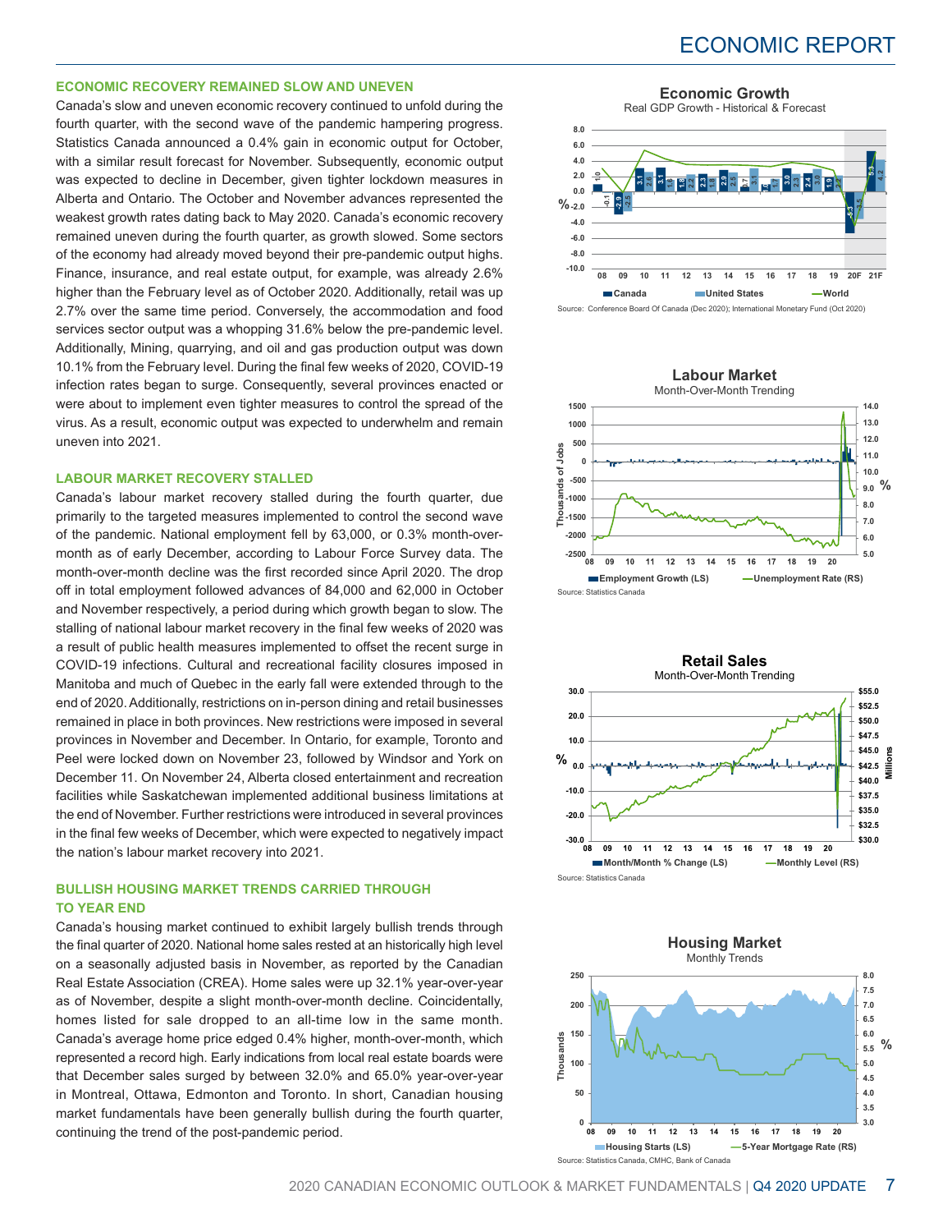# ECONOMIC REPORT

## ECONOMIC RECOVERY REMAINED SLOW AND UNEVEN

Canada's slow and uneven economic recovery continued to unfold during the fourth quarter, with the second wave of the pandemic hampering progress. Statistics Canada announced a 0.4% gain in economic output for October, with a similar result forecast for November. Subsequently, economic output was expected to decline in December, given tighter lockdown measures in Alberta and Ontario. The October and November advances represented the weakest growth rates dating back to May 2020. Canada's economic recovery remained uneven during the fourth quarter, as growth slowed. Some sectors of the economy had already moved beyond their pre-pandemic output highs. Finance, insurance, and real estate output, for example, was already 2.6% higher than the February level as of October 2020. Additionally, retail was up 2.7% over the same time period. Conversely, the accommodation and food services sector output was a whopping 31.6% below the pre-pandemic level. Additionally, Mining, quarrying, and oil and gas production output was down 10.1% from the February level. During the final few weeks of 2020, COVID-19 infection rates began to surge. Consequently, several provinces enacted or were about to implement even tighter measures to control the spread of the virus. As a result, economic output was expected to underwhelm and remain uneven into 2021.

## LABOUR MARKET RECOVERY STALLED

Canada's labour market recovery stalled during the fourth quarter, due primarily to the targeted measures implemented to control the second wave of the pandemic. National employment fell by 63,000, or 0.3% month-over-month as of early December, according to Labour Force Survey data. The month-over-month decline was the first recorded since April 2020. The drop off in total employment followed advances of 84,000 and 62,000 in October and November respectively, a period during which growth began to slow. The stalling of national labour market recovery in the final few weeks of 2020 was a result of public health measures implemented to offset the recent surge in COVID-19 infections. Cultural and recreational facility closures imposed in Manitoba and much of Quebec in the early fall were extended through to the end of 2020. Additionally, restrictions on in-person dining and retail businesses remained in place in both provinces. New restrictions were imposed in several provinces in November and December. In Ontario, for example, Toronto and Peel were locked down on November 23, followed by Windsor and York on December 11. On November 24, Alberta closed entertainment and recreation facilities while Saskatchewan implemented additional business limitations at the end of November. Further restrictions were introduced in several provinces in the final few weeks of December, which were expected to negatively impact the nation's labour market recovery into 2021.

## BULLISH HOUSING MARKET TRENDS CARRIED THROUGH TO YEAR END

Canada's housing market continued to exhibit largely bullish trends through the final quarter of 2020. National home sales rested at an historically high level on a seasonally adjusted basis in November, as reported by the Canadian Real Estate Association (CREA). Home sales were up 32.1% year-over-year as of November, despite a slight month-over-month decline. Coincidentally, homes listed for sale dropped to an all-time low in the same month. Canada's average home price edged 0.4% higher, month-over-month, which represented a record high. Early indications from local real estate boards were that December sales surged by between 32.0% and 65.0% year-over-year in Montreal, Ottawa, Edmonton and Toronto. In short, Canadian housing market fundamentals have been generally bullish during the fourth quarter, continuing the trend of the post-pandemic period.

**Economic Growth**
Real GDP Growth - Historical & Forecast

8.0, 6.0, 4.0, 2.0, 0.0, -2.0, -4.0, -6.0, -8.0, -10.0
%
08 09 10 11 12 13 14 15 16 17 18 19 20F 21F
1.0, -0.1, -2.9, -2.5, 3.1, 2.6, 3.1, 1.6, 1.8, 2.2, 2.3, 1.8, 2.9, 2.5, 0.7, 3.1, 1.0, 1.7, 3.0, 2.3, 2.4, 3.0, 1.9, 2.2, -5.3, -3.5, 5.3, 4.2
Canada — United States — World

Source: Conference Board Of Canada (Dec 2020); International Monetary Fund (Oct 2020)

**Labour Market**
Month-Over-Month Trending

Thousands of Jobs: 1500, 1000, 500, 0, -500, -1000, -1500, -2000, -2500
%: 14.0, 13.0, 12.0, 11.0, 10.0, 9.0, 8.0, 7.0, 6.0, 5.0
08 09 10 11 12 13 14 15 16 17 18 19 20
Employment Growth (LS) — Unemployment Rate (RS)

Source: Statistics Canada

**Retail Sales**
Month-Over-Month Trending

%: 30.0, 20.0, 10.0, 0.0, -10.0, -20.0, -30.0
Millions: $55.0, $52.5, $50.0, $47.5, $45.0, $42.5, $40.0, $37.5, $35.0, $32.5, $30.0
08 09 10 11 12 13 14 15 16 17 18 19 20
Month/Month % Change (LS) — Monthly Level (RS)

Source: Statistics Canada

**Housing Market**
Monthly Trends

Thousands: 250, 200, 150, 100, 50, 0
%: 8.0, 7.5, 7.0, 6.5, 6.0, 5.5, 5.0, 4.5, 4.0, 3.5, 3.0
08 09 10 11 12 13 14 15 16 17 18 19 20
Housing Starts (LS) — 5-Year Mortgage Rate (RS)

Source: Statistics Canada, CMHC, Bank of Canada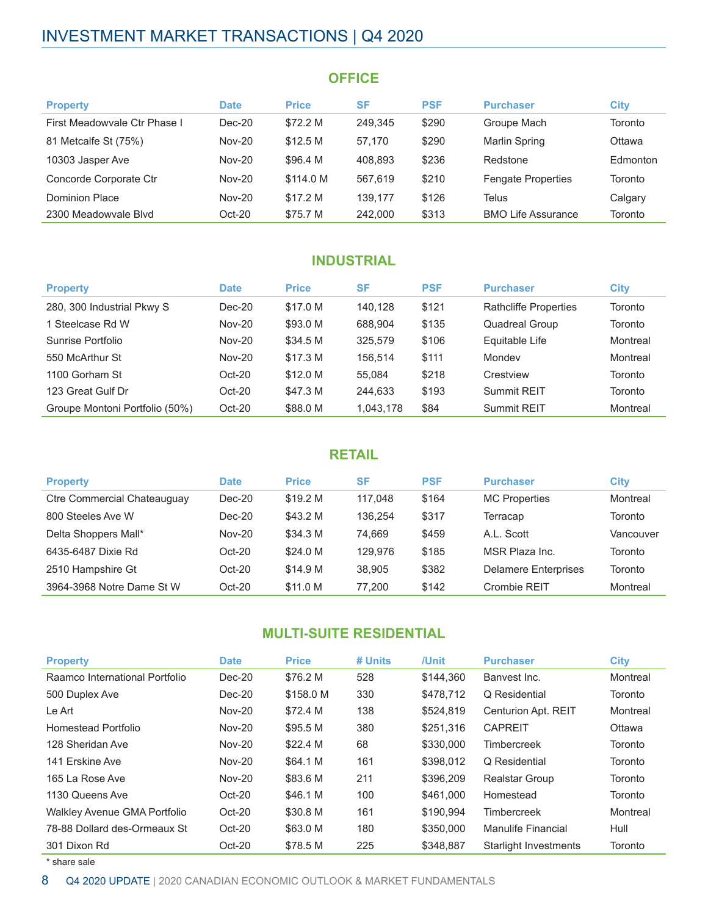# INVESTMENT MARKET TRANSACTIONS | Q4 2020

## OFFICE

| Property | Date | Price | SF | PSF | Purchaser | City |
|---|---|---|---|---|---|---|
| First Meadowvale Ctr Phase I | Dec-20 | $72.2 M | 249,345 | $290 | Groupe Mach | Toronto |
| 81 Metcalfe St (75%) | Nov-20 | $12.5 M | 57,170 | $290 | Marlin Spring | Ottawa |
| 10303 Jasper Ave | Nov-20 | $96.4 M | 408,893 | $236 | Redstone | Edmonton |
| Concorde Corporate Ctr | Nov-20 | $114.0 M | 567,619 | $210 | Fengate Properties | Toronto |
| Dominion Place | Nov-20 | $17.2 M | 139,177 | $126 | Telus | Calgary |
| 2300 Meadowvale Blvd | Oct-20 | $75.7 M | 242,000 | $313 | BMO Life Assurance | Toronto |

## INDUSTRIAL

| Property | Date | Price | SF | PSF | Purchaser | City |
|---|---|---|---|---|---|---|
| 280, 300 Industrial Pkwy S | Dec-20 | $17.0 M | 140,128 | $121 | Rathcliffe Properties | Toronto |
| 1 Steelcase Rd W | Nov-20 | $93.0 M | 688,904 | $135 | Quadreal Group | Toronto |
| Sunrise Portfolio | Nov-20 | $34.5 M | 325,579 | $106 | Equitable Life | Montreal |
| 550 McArthur St | Nov-20 | $17.3 M | 156,514 | $111 | Mondev | Montreal |
| 1100 Gorham St | Oct-20 | $12.0 M | 55,084 | $218 | Crestview | Toronto |
| 123 Great Gulf Dr | Oct-20 | $47.3 M | 244,633 | $193 | Summit REIT | Toronto |
| Groupe Montoni Portfolio (50%) | Oct-20 | $88.0 M | 1,043,178 | $84 | Summit REIT | Montreal |

## RETAIL

| Property | Date | Price | SF | PSF | Purchaser | City |
|---|---|---|---|---|---|---|
| Ctre Commercial Chateauguay | Dec-20 | $19.2 M | 117,048 | $164 | MC Properties | Montreal |
| 800 Steeles Ave W | Dec-20 | $43.2 M | 136,254 | $317 | Terracap | Toronto |
| Delta Shoppers Mall* | Nov-20 | $34.3 M | 74,669 | $459 | A.L. Scott | Vancouver |
| 6435-6487 Dixie Rd | Oct-20 | $24.0 M | 129,976 | $185 | MSR Plaza Inc. | Toronto |
| 2510 Hampshire Gt | Oct-20 | $14.9 M | 38,905 | $382 | Delamere Enterprises | Toronto |
| 3964-3968 Notre Dame St W | Oct-20 | $11.0 M | 77,200 | $142 | Crombie REIT | Montreal |

## MULTI-SUITE RESIDENTIAL

| Property | Date | Price | # Units | /Unit | Purchaser | City |
|---|---|---|---|---|---|---|
| Raamco International Portfolio | Dec-20 | $76.2 M | 528 | $144,360 | Banvest Inc. | Montreal |
| 500 Duplex Ave | Dec-20 | $158.0 M | 330 | $478,712 | Q Residential | Toronto |
| Le Art | Nov-20 | $72.4 M | 138 | $524,819 | Centurion Apt. REIT | Montreal |
| Homestead Portfolio | Nov-20 | $95.5 M | 380 | $251,316 | CAPREIT | Ottawa |
| 128 Sheridan Ave | Nov-20 | $22.4 M | 68 | $330,000 | Timbercreek | Toronto |
| 141 Erskine Ave | Nov-20 | $64.1 M | 161 | $398,012 | Q Residential | Toronto |
| 165 La Rose Ave | Nov-20 | $83.6 M | 211 | $396,209 | Realstar Group | Toronto |
| 1130 Queens Ave | Oct-20 | $46.1 M | 100 | $461,000 | Homestead | Toronto |
| Walkley Avenue GMA Portfolio | Oct-20 | $30.8 M | 161 | $190,994 | Timbercreek | Montreal |
| 78-88 Dollard des-Ormeaux St | Oct-20 | $63.0 M | 180 | $350,000 | Manulife Financial | Hull |
| 301 Dixon Rd | Oct-20 | $78.5 M | 225 | $348,887 | Starlight Investments | Toronto |

* share sale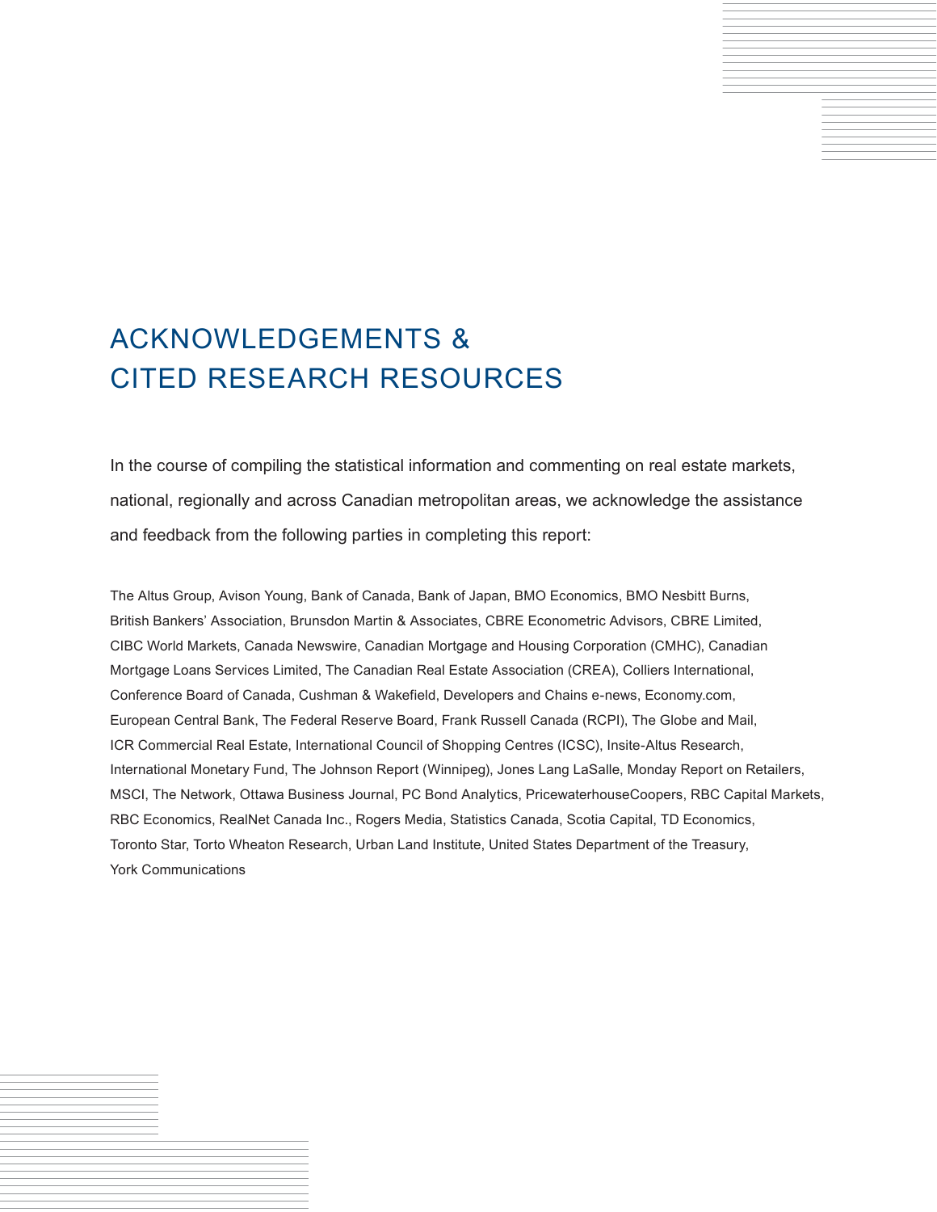# ACKNOWLEDGEMENTS & CITED RESEARCH RESOURCES

In the course of compiling the statistical information and commenting on real estate markets, national, regionally and across Canadian metropolitan areas, we acknowledge the assistance and feedback from the following parties in completing this report:

The Altus Group, Avison Young, Bank of Canada, Bank of Japan, BMO Economics, BMO Nesbitt Burns, British Bankers' Association, Brunsdon Martin & Associates, CBRE Econometric Advisors, CBRE Limited, CIBC World Markets, Canada Newswire, Canadian Mortgage and Housing Corporation (CMHC), Canadian Mortgage Loans Services Limited, The Canadian Real Estate Association (CREA), Colliers International, Conference Board of Canada, Cushman & Wakefield, Developers and Chains e-news, Economy.com, European Central Bank, The Federal Reserve Board, Frank Russell Canada (RCPI), The Globe and Mail, ICR Commercial Real Estate, International Council of Shopping Centres (ICSC), Insite-Altus Research, International Monetary Fund, The Johnson Report (Winnipeg), Jones Lang LaSalle, Monday Report on Retailers, MSCI, The Network, Ottawa Business Journal, PC Bond Analytics, PricewaterhouseCoopers, RBC Capital Markets, RBC Economics, RealNet Canada Inc., Rogers Media, Statistics Canada, Scotia Capital, TD Economics, Toronto Star, Torto Wheaton Research, Urban Land Institute, United States Department of the Treasury, York Communications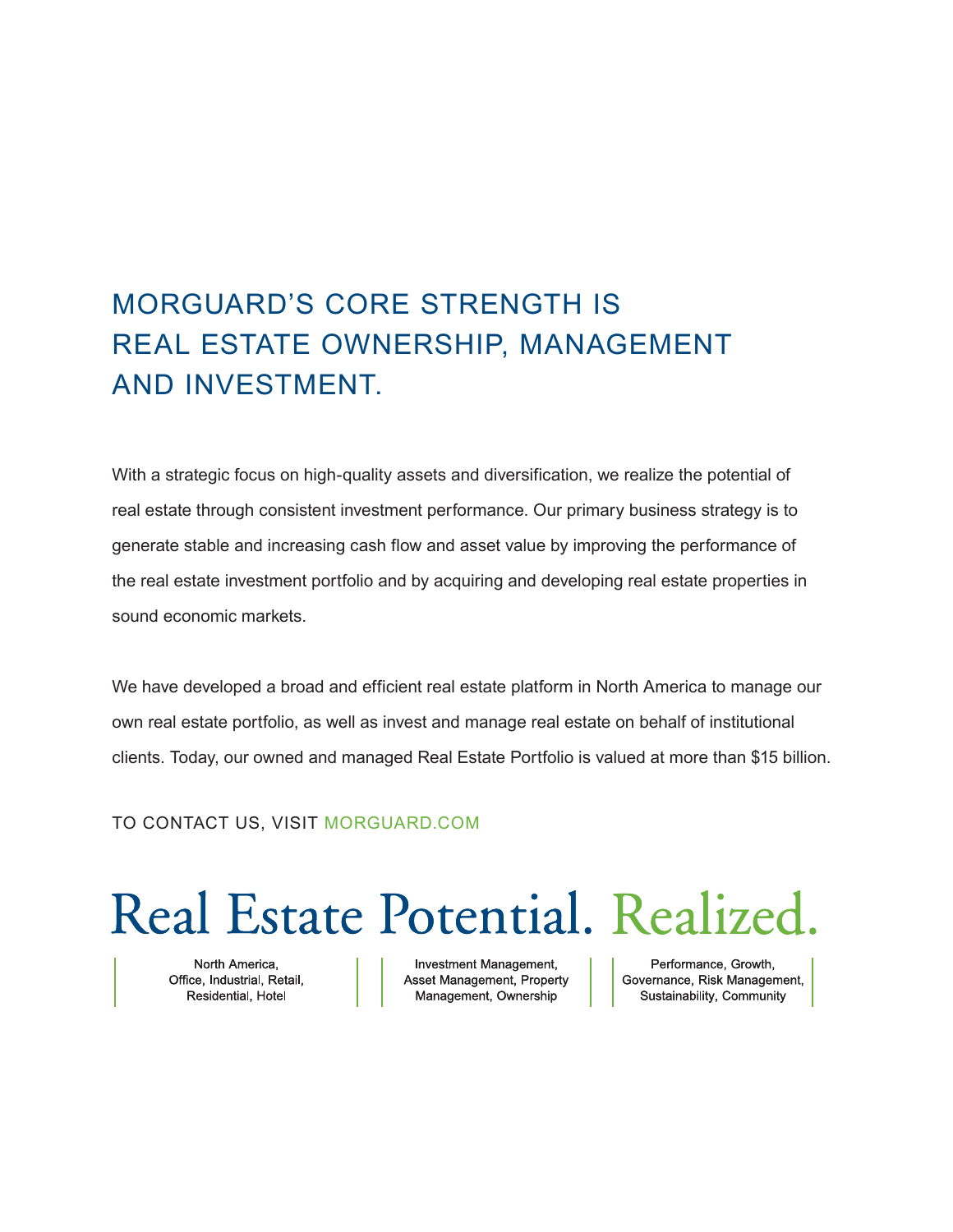# MORGUARD'S CORE STRENGTH IS REAL ESTATE OWNERSHIP, MANAGEMENT AND INVESTMENT.

With a strategic focus on high-quality assets and diversification, we realize the potential of real estate through consistent investment performance. Our primary business strategy is to generate stable and increasing cash flow and asset value by improving the performance of the real estate investment portfolio and by acquiring and developing real estate properties in sound economic markets.

We have developed a broad and efficient real estate platform in North America to manage our own real estate portfolio, as well as invest and manage real estate on behalf of institutional clients. Today, our owned and managed Real Estate Portfolio is valued at more than $15 billion.

TO CONTACT US, VISIT MORGUARD.COM

## Real Estate Potential. Realized.

North America, Office, Industrial, Retail, Residential, Hotel

Investment Management, Asset Management, Property Management, Ownership

Performance, Growth, Governance, Risk Management, Sustainability, Community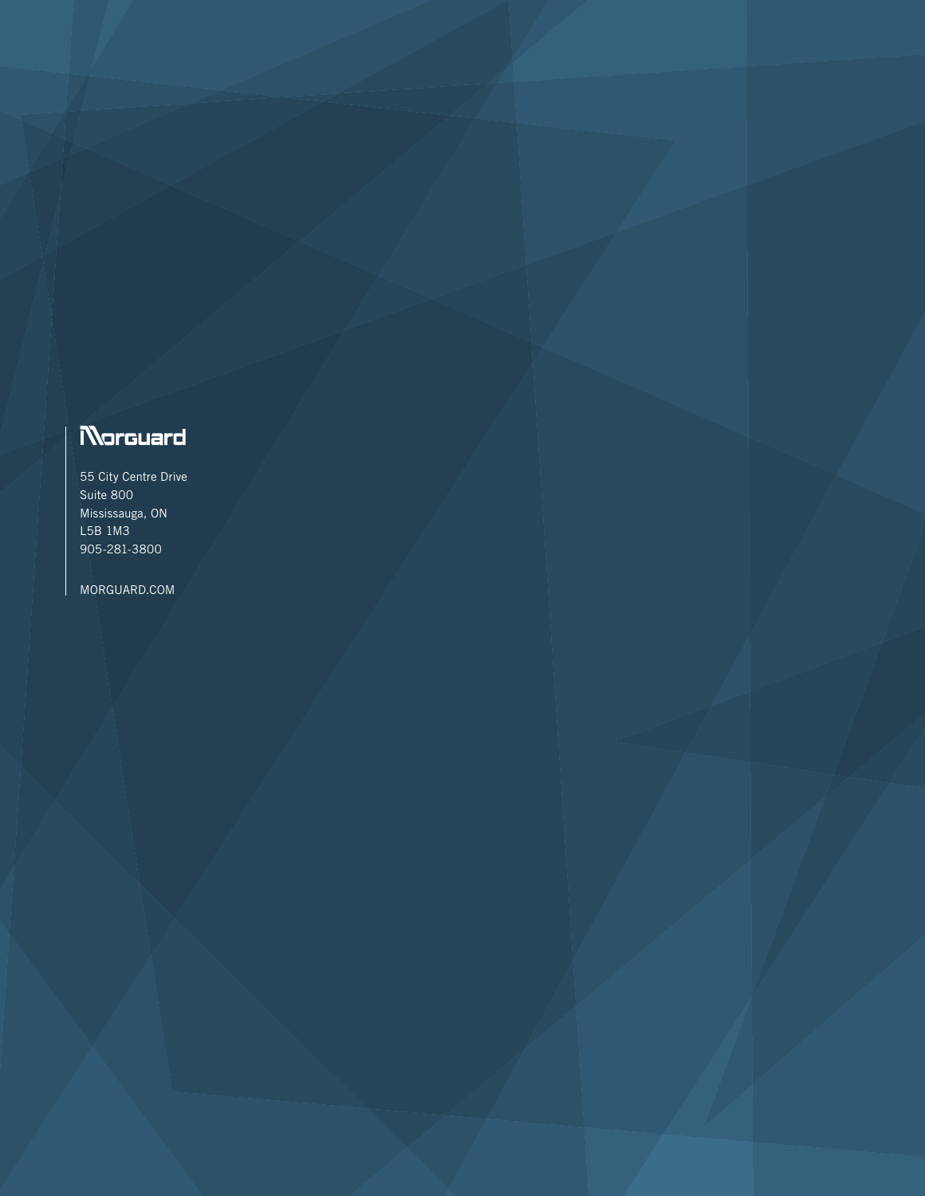Morguard

55 City Centre Drive
Suite 800
Mississauga, ON
L5B 1M3
905-281-3800

MORGUARD.COM